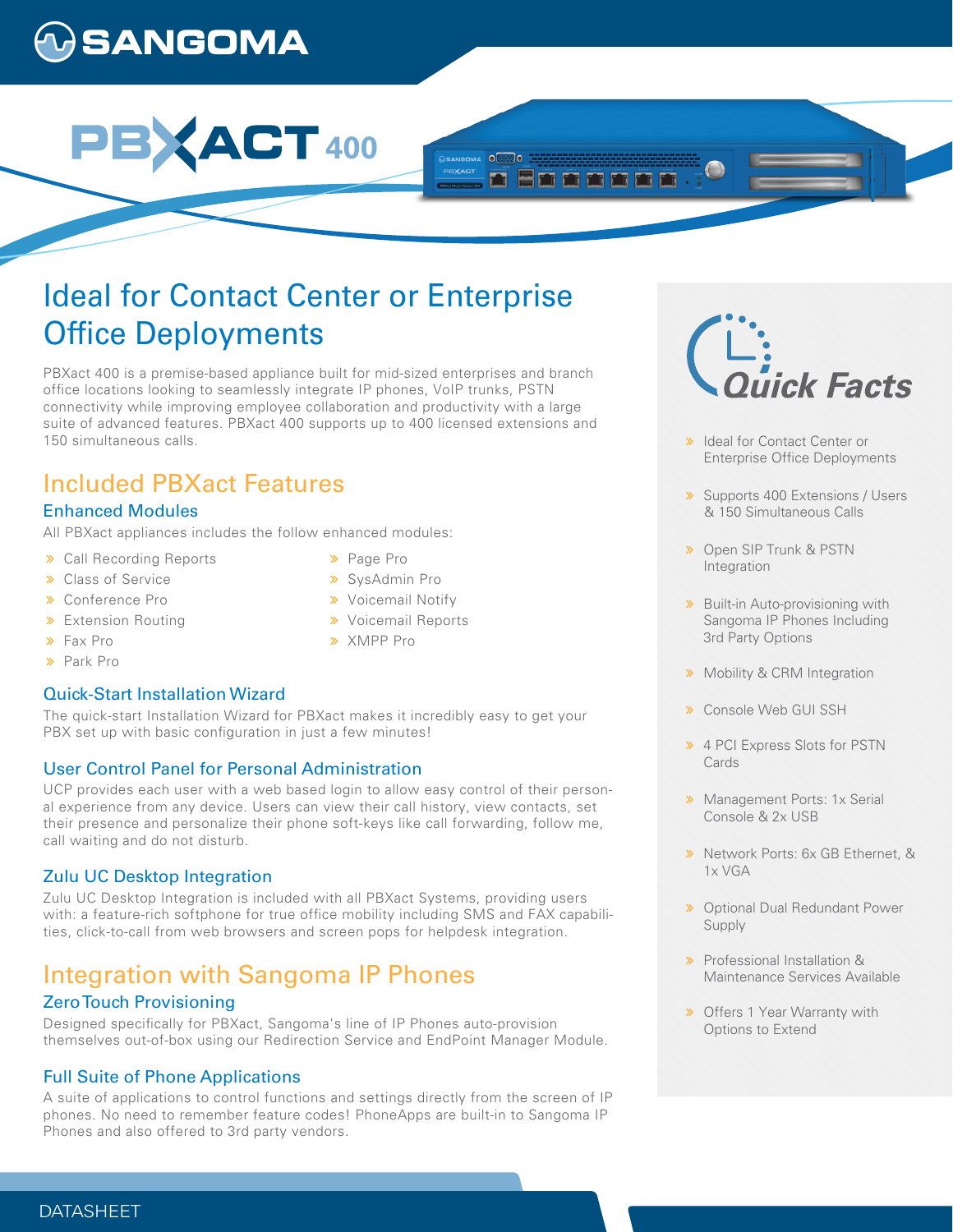# SANGOMA

# PBXACT 400

## Ideal for Contact Center or Enterprise Office Deployments

PBXact 400 is a premise-based appliance built for mid-sized enterprises and branch office locations looking to seamlessly integrate IP phones, VoIP trunks, PSTN connectivity while improving employee collaboration and productivity with a large suite of advanced features. PBXact 400 supports up to 400 licensed extensions and 150 simultaneous calls.

## Included PBXact Features

### Enhanced Modules

All PBXact appliances includes the follow enhanced modules:

- Call Recording Reports
- Class of Service
- Conference Pro
- Extension Routing
- Fax Pro
- Park Pro
- Page Pro
- SysAdmin Pro
- Voicemail Notify
- Voicemail Reports
- XMPP Pro

### Quick-Start Installation Wizard

The quick-start Installation Wizard for PBXact makes it incredibly easy to get your PBX set up with basic configuration in just a few minutes!

### User Control Panel for Personal Administration

UCP provides each user with a web based login to allow easy control of their personal experience from any device. Users can view their call history, view contacts, set their presence and personalize their phone soft-keys like call forwarding, follow me, call waiting and do not disturb.

### Zulu UC Desktop Integration

Zulu UC Desktop Integration is included with all PBXact Systems, providing users with: a feature-rich softphone for true office mobility including SMS and FAX capabilities, click-to-call from web browsers and screen pops for helpdesk integration.

## Integration with Sangoma IP Phones

### Zero Touch Provisioning

Designed specifically for PBXact, Sangoma's line of IP Phones auto-provision themselves out-of-box using our Redirection Service and EndPoint Manager Module.

### Full Suite of Phone Applications

A suite of applications to control functions and settings directly from the screen of IP phones. No need to remember feature codes! PhoneApps are built-in to Sangoma IP Phones and also offered to 3rd party vendors.

## Quick Facts

- Ideal for Contact Center or Enterprise Office Deployments
- Supports 400 Extensions / Users & 150 Simultaneous Calls
- Open SIP Trunk & PSTN Integration
- Built-in Auto-provisioning with Sangoma IP Phones Including 3rd Party Options
- Mobility & CRM Integration
- Console Web GUI SSH
- 4 PCI Express Slots for PSTN Cards
- Management Ports: 1x Serial Console & 2x USB
- Network Ports: 6x GB Ethernet, & 1x VGA
- Optional Dual Redundant Power Supply
- Professional Installation & Maintenance Services Available
- Offers 1 Year Warranty with Options to Extend

DATASHEET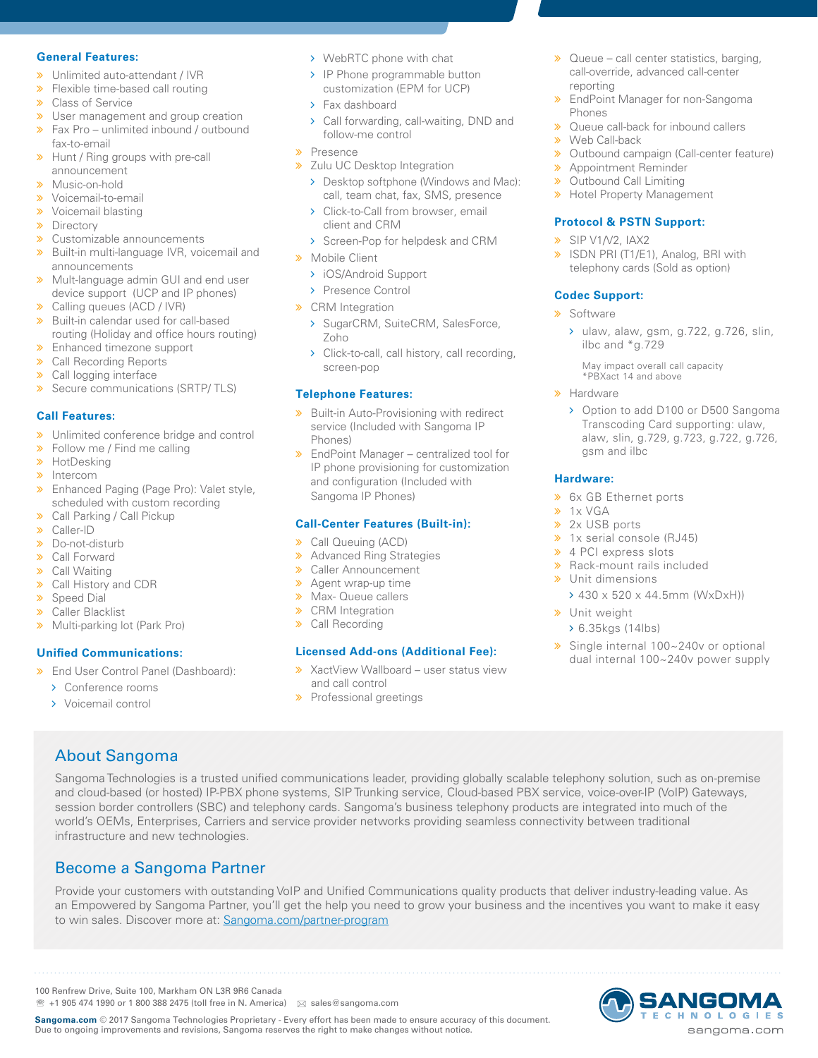### General Features:

- Unlimited auto-attendant / IVR
- Flexible time-based call routing
- Class of Service
- User management and group creation
- Fax Pro – unlimited inbound / outbound fax-to-email
- Hunt / Ring groups with pre-call announcement
- Music-on-hold
- Voicemail-to-email
- Voicemail blasting
- Directory
- Customizable announcements
- Built-in multi-language IVR, voicemail and announcements
- Mult-language admin GUI and end user device support (UCP and IP phones)
- Calling queues (ACD / IVR)
- Built-in calendar used for call-based routing (Holiday and office hours routing)
- Enhanced timezone support
- Call Recording Reports
- Call logging interface
- Secure communications (SRTP/ TLS)

### Call Features:

- Unlimited conference bridge and control
- Follow me / Find me calling
- HotDesking
- Intercom
- Enhanced Paging (Page Pro): Valet style, scheduled with custom recording
- Call Parking / Call Pickup
- Caller-ID
- Do-not-disturb
- Call Forward
- Call Waiting
- Call History and CDR
- Speed Dial
- Caller Blacklist
- Multi-parking lot (Park Pro)

### Unified Communications:

- End User Control Panel (Dashboard):
  - Conference rooms
  - Voicemail control
  - WebRTC phone with chat
  - IP Phone programmable button customization (EPM for UCP)
  - Fax dashboard
  - Call forwarding, call-waiting, DND and follow-me control
- Presence
- Zulu UC Desktop Integration
  - Desktop softphone (Windows and Mac): call, team chat, fax, SMS, presence
  - Click-to-Call from browser, email client and CRM
  - Screen-Pop for helpdesk and CRM
- Mobile Client
  - iOS/Android Support
  - Presence Control
- CRM Integration
  - SugarCRM, SuiteCRM, SalesForce, Zoho
  - Click-to-call, call history, call recording, screen-pop

### Telephone Features:

- Built-in Auto-Provisioning with redirect service (Included with Sangoma IP Phones)
- EndPoint Manager – centralized tool for IP phone provisioning for customization and configuration (Included with Sangoma IP Phones)

### Call-Center Features (Built-in):

- Call Queuing (ACD)
- Advanced Ring Strategies
- Caller Announcement
- Agent wrap-up time
- Max- Queue callers
- CRM Integration
- Call Recording

### Licensed Add-ons (Additional Fee):

- XactView Wallboard – user status view and call control
- Professional greetings
- Queue – call center statistics, barging, call-override, advanced call-center reporting
- EndPoint Manager for non-Sangoma Phones
- Queue call-back for inbound callers
- Web Call-back
- Outbound campaign (Call-center feature)
- Appointment Reminder
- Outbound Call Limiting
- Hotel Property Management

### Protocol & PSTN Support:

- SIP V1/V2, IAX2
- ISDN PRI (T1/E1), Analog, BRI with telephony cards (Sold as option)

### Codec Support:

- Software
  - ulaw, alaw, gsm, g.722, g.726, slin, ilbc and *g.729

    May impact overall call capacity
    *PBXact 14 and above
- Hardware
  - Option to add D100 or D500 Sangoma Transcoding Card supporting: ulaw, alaw, slin, g.729, g.723, g.722, g.726, gsm and ilbc

### Hardware:

- 6x GB Ethernet ports
- 1x VGA
- 2x USB ports
- 1x serial console (RJ45)
- 4 PCI express slots
- Rack-mount rails included
- Unit dimensions
  - 430 x 520 x 44.5mm (WxDxH))
- Unit weight
  - 6.35kgs (14lbs)
- Single internal 100~240v or optional dual internal 100~240v power supply

## About Sangoma

Sangoma Technologies is a trusted unified communications leader, providing globally scalable telephony solution, such as on-premise and cloud-based (or hosted) IP-PBX phone systems, SIP Trunking service, Cloud-based PBX service, voice-over-IP (VoIP) Gateways, session border controllers (SBC) and telephony cards. Sangoma's business telephony products are integrated into much of the world's OEMs, Enterprises, Carriers and service provider networks providing seamless connectivity between traditional infrastructure and new technologies.

## Become a Sangoma Partner

Provide your customers with outstanding VoIP and Unified Communications quality products that deliver industry-leading value. As an Empowered by Sangoma Partner, you'll get the help you need to grow your business and the incentives you want to make it easy to win sales. Discover more at: Sangoma.com/partner-program

100 Renfrew Drive, Suite 100, Markham ON L3R 9R6 Canada
+1 905 474 1990 or 1 800 388 2475 (toll free in N. America) sales@sangoma.com

**Sangoma.com** © 2017 Sangoma Technologies Proprietary - Every effort has been made to ensure accuracy of this document. Due to ongoing improvements and revisions, Sangoma reserves the right to make changes without notice.

SANGOMA TECHNOLOGIES
sangoma.com